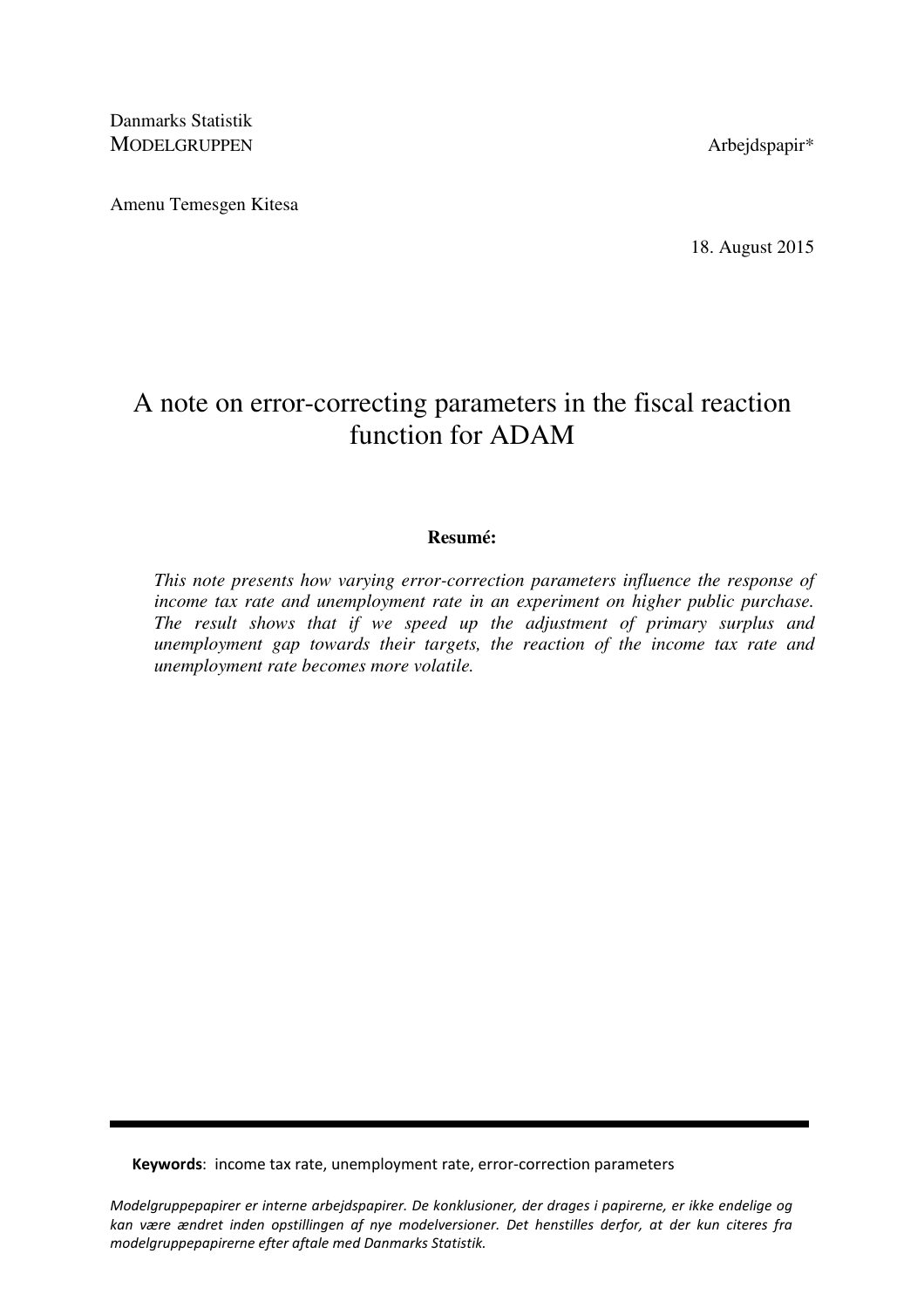Danmarks Statistik
MODELGRUPPEN

Arbejdspapir*

Amenu Temesgen Kitesa

18. August 2015

# A note on error-correcting parameters in the fiscal reaction function for ADAM

**Resumé:**

*This note presents how varying error-correction parameters influence the response of income tax rate and unemployment rate in an experiment on higher public purchase. The result shows that if we speed up the adjustment of primary surplus and unemployment gap towards their targets, the reaction of the income tax rate and unemployment rate becomes more volatile.*

---

**Keywords**: income tax rate, unemployment rate, error-correction parameters

*Modelgruppepapirer er interne arbejdspapirer. De konklusioner, der drages i papirerne, er ikke endelige og kan være ændret inden opstillingen af nye modelversioner. Det henstilles derfor, at der kun citeres fra modelgruppepapirerne efter aftale med Danmarks Statistik.*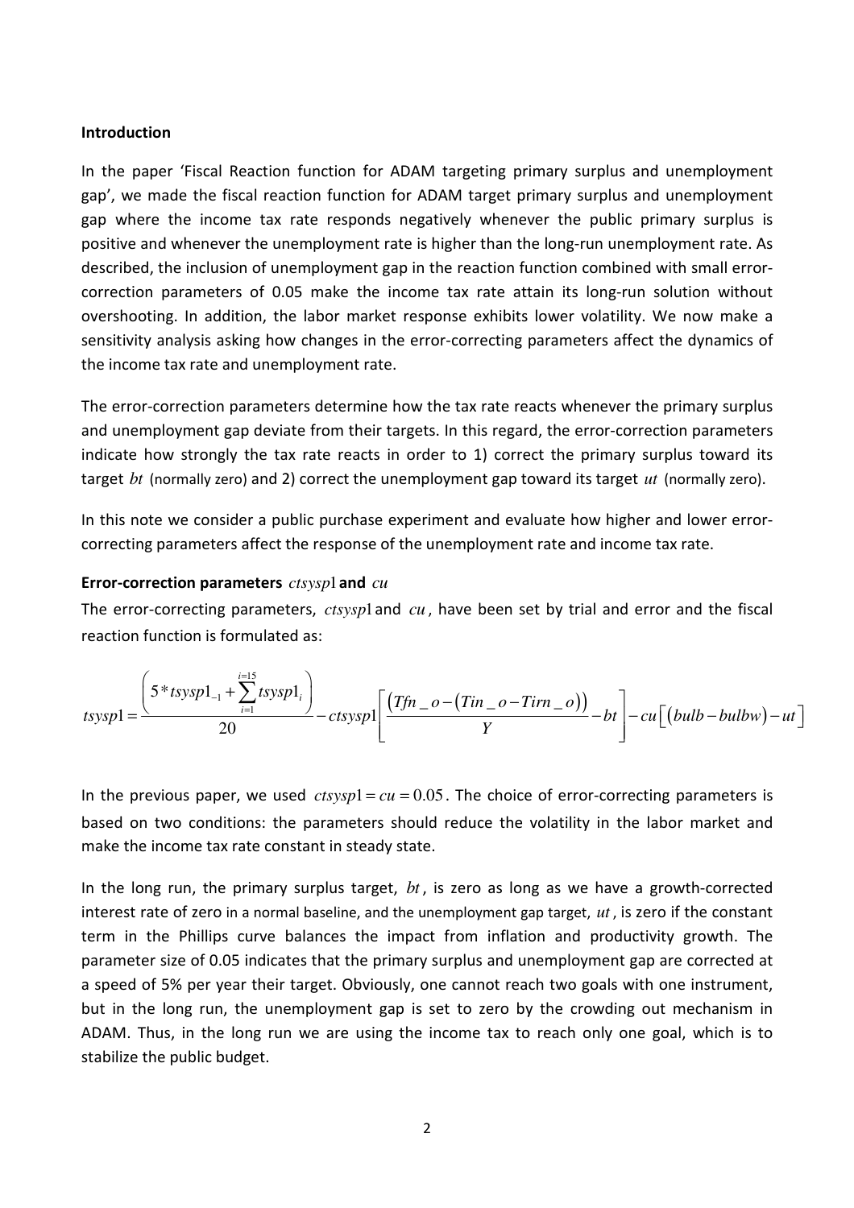**Introduction**

In the paper 'Fiscal Reaction function for ADAM targeting primary surplus and unemployment gap', we made the fiscal reaction function for ADAM target primary surplus and unemployment gap where the income tax rate responds negatively whenever the public primary surplus is positive and whenever the unemployment rate is higher than the long-run unemployment rate. As described, the inclusion of unemployment gap in the reaction function combined with small error-correction parameters of 0.05 make the income tax rate attain its long-run solution without overshooting. In addition, the labor market response exhibits lower volatility. We now make a sensitivity analysis asking how changes in the error-correcting parameters affect the dynamics of the income tax rate and unemployment rate.

The error-correction parameters determine how the tax rate reacts whenever the primary surplus and unemployment gap deviate from their targets. In this regard, the error-correction parameters indicate how strongly the tax rate reacts in order to 1) correct the primary surplus toward its target $bt$ (normally zero) and 2) correct the unemployment gap toward its target $ut$ (normally zero).

In this note we consider a public purchase experiment and evaluate how higher and lower error-correcting parameters affect the response of the unemployment rate and income tax rate.

**Error-correction parameters $ctsysp1$ and $cu$**

The error-correcting parameters, $ctsysp1$ and $cu$, have been set by trial and error and the fiscal reaction function is formulated as:

$$tsysp1 = \frac{\left(5 * tsysp1_{-1} + \sum_{i=1}^{i=15} tsysp1_i\right)}{20} - ctsysp1\left[\frac{\left(Tfn\_o - \left(Tin\_o - Tirn\_o\right)\right)}{Y} - bt\right] - cu\left[\left(bulb - bulbw\right) - ut\right]$$

In the previous paper, we used $ctsysp1 = cu = 0.05$. The choice of error-correcting parameters is based on two conditions: the parameters should reduce the volatility in the labor market and make the income tax rate constant in steady state.

In the long run, the primary surplus target, $bt$, is zero as long as we have a growth-corrected interest rate of zero in a normal baseline, and the unemployment gap target, $ut$, is zero if the constant term in the Phillips curve balances the impact from inflation and productivity growth. The parameter size of 0.05 indicates that the primary surplus and unemployment gap are corrected at a speed of 5% per year their target. Obviously, one cannot reach two goals with one instrument, but in the long run, the unemployment gap is set to zero by the crowding out mechanism in ADAM. Thus, in the long run we are using the income tax to reach only one goal, which is to stabilize the public budget.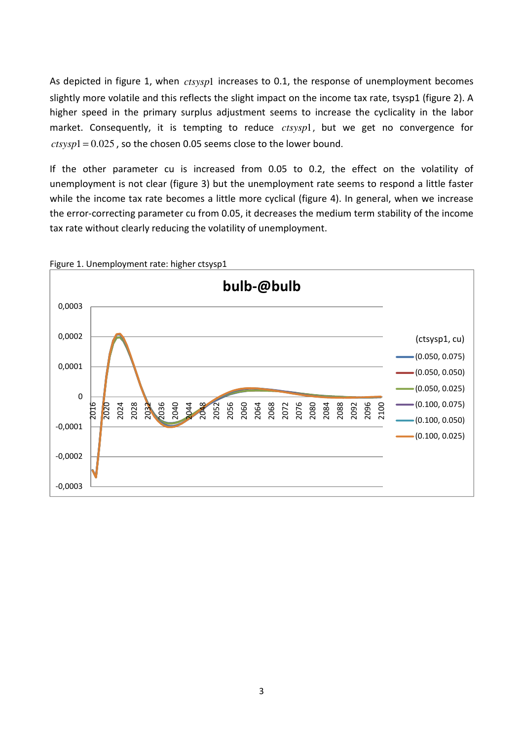As depicted in figure 1, when $ctsysp1$ increases to 0.1, the response of unemployment becomes slightly more volatile and this reflects the slight impact on the income tax rate, tsysp1 (figure 2). A higher speed in the primary surplus adjustment seems to increase the cyclicality in the labor market. Consequently, it is tempting to reduce $ctsysp1$, but we get no convergence for $ctsysp1 = 0.025$, so the chosen 0.05 seems close to the lower bound.

If the other parameter cu is increased from 0.05 to 0.2, the effect on the volatility of unemployment is not clear (figure 3) but the unemployment rate seems to respond a little faster while the income tax rate becomes a little more cyclical (figure 4). In general, when we increase the error-correcting parameter cu from 0.05, it decreases the medium term stability of the income tax rate without clearly reducing the volatility of unemployment.

Figure 1. Unemployment rate: higher ctsysp1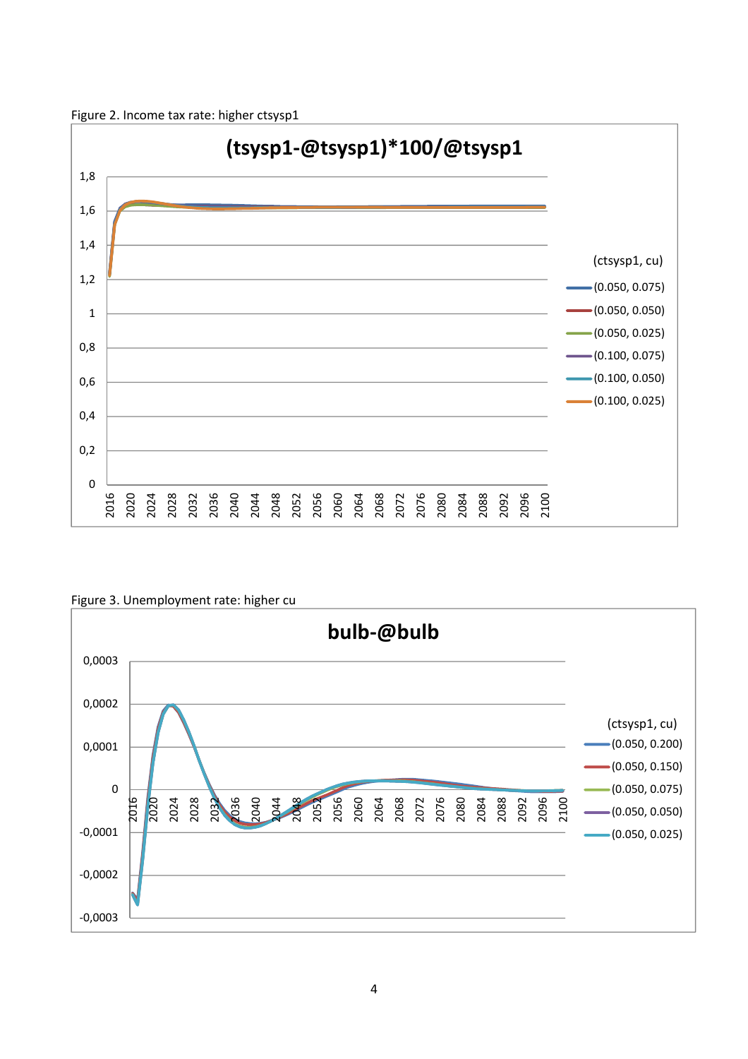Figure 2. Income tax rate: higher ctsysp1

Figure 3. Unemployment rate: higher cu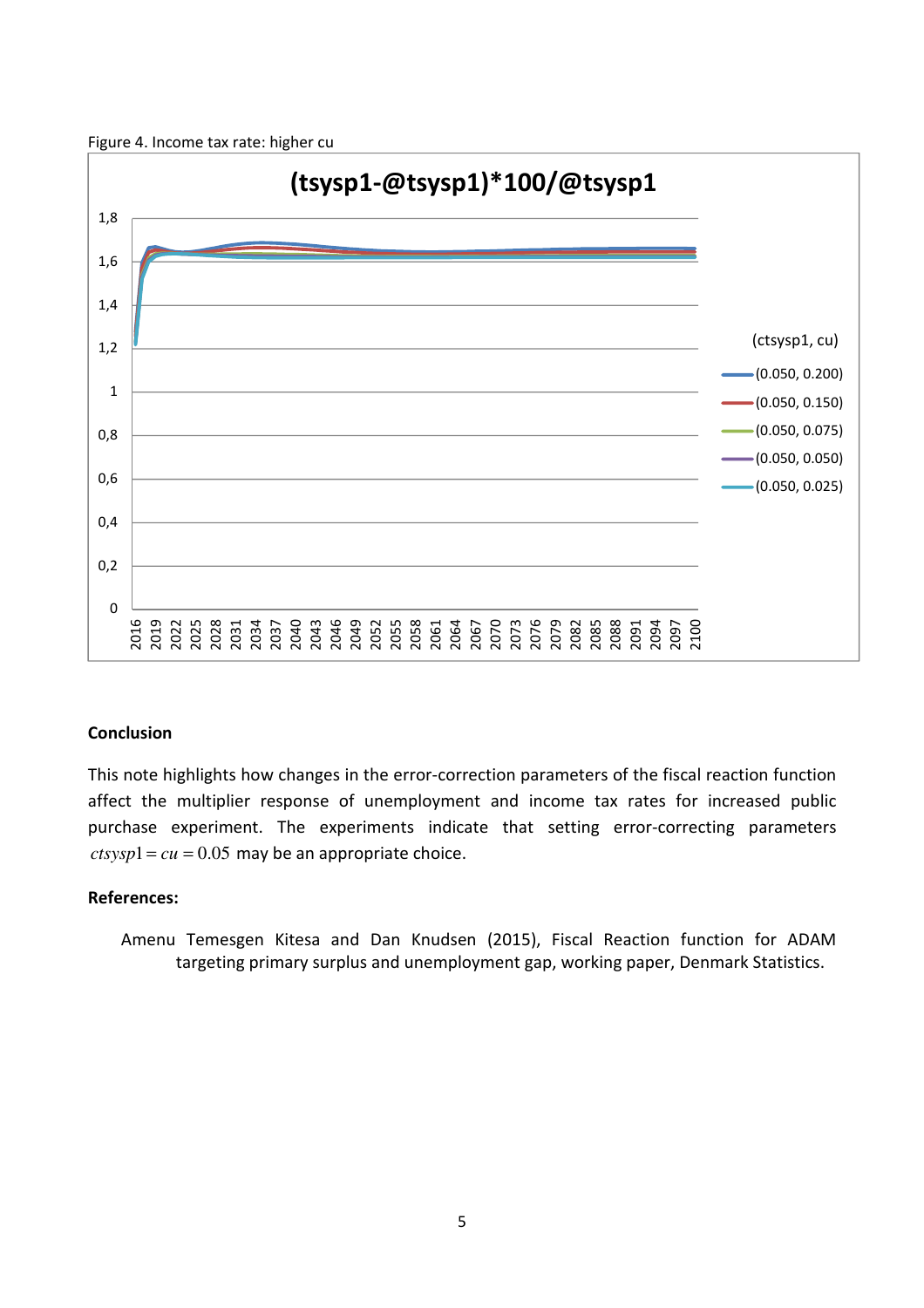Figure 4. Income tax rate: higher cu

(tsysp1-@tsysp1)*100/@tsysp1

1,8
1,6
1,4
1,2
1
0,8
0,6
0,4
0,2
0

2016 2019 2022 2025 2028 2031 2034 2037 2040 2043 2046 2049 2052 2055 2058 2061 2064 2067 2070 2073 2076 2079 2082 2085 2088 2091 2094 2097 2100

(ctsysp1, cu)
(0.050, 0.200)
(0.050, 0.150)
(0.050, 0.075)
(0.050, 0.050)
(0.050, 0.025)

**Conclusion**

This note highlights how changes in the error-correction parameters of the fiscal reaction function affect the multiplier response of unemployment and income tax rates for increased public purchase experiment. The experiments indicate that setting error-correcting parameters $ctsysp1 = cu = 0.05$ may be an appropriate choice.

**References:**

Amenu Temesgen Kitesa and Dan Knudsen (2015), Fiscal Reaction function for ADAM targeting primary surplus and unemployment gap, working paper, Denmark Statistics.